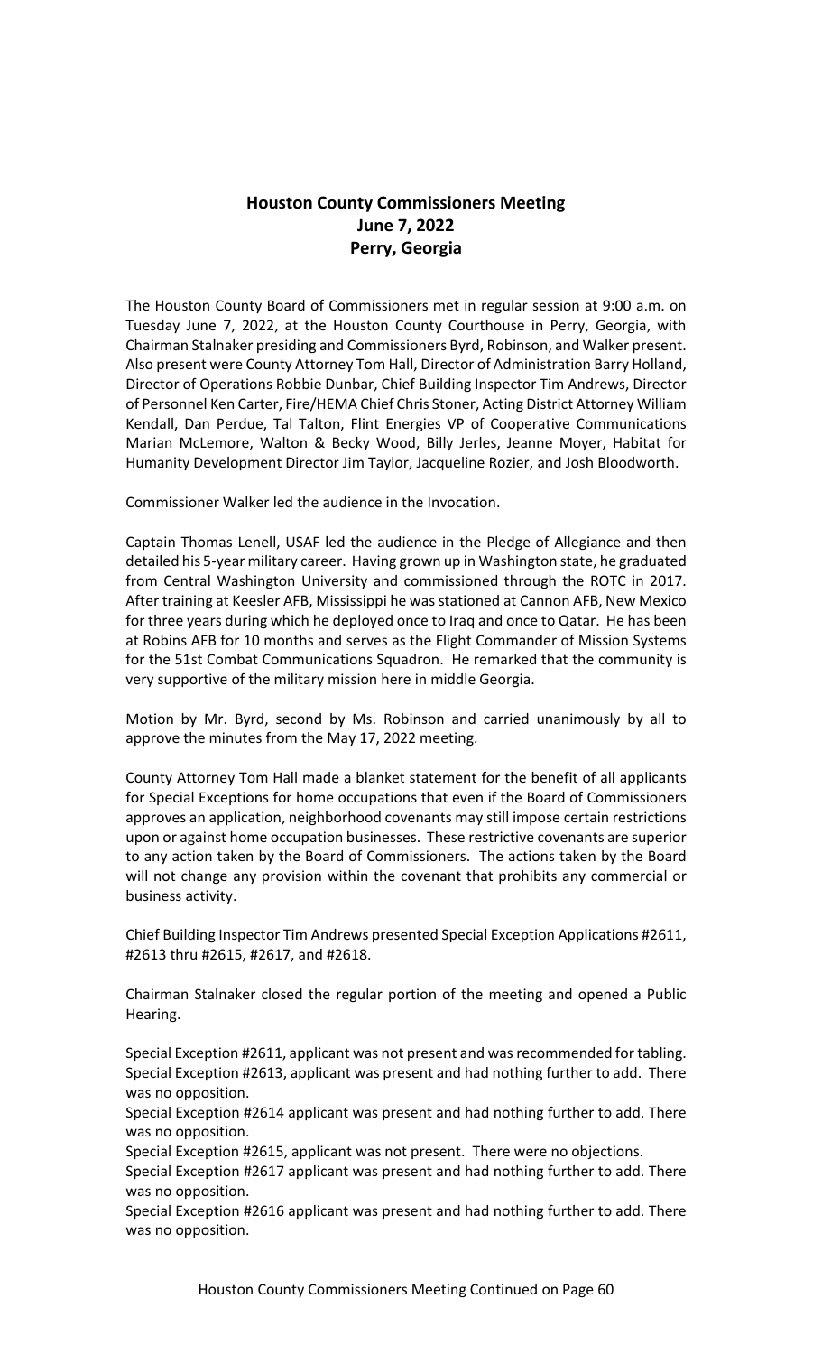# Houston County Commissioners Meeting
## June 7, 2022
## Perry, Georgia

The Houston County Board of Commissioners met in regular session at 9:00 a.m. on Tuesday June 7, 2022, at the Houston County Courthouse in Perry, Georgia, with Chairman Stalnaker presiding and Commissioners Byrd, Robinson, and Walker present. Also present were County Attorney Tom Hall, Director of Administration Barry Holland, Director of Operations Robbie Dunbar, Chief Building Inspector Tim Andrews, Director of Personnel Ken Carter, Fire/HEMA Chief Chris Stoner, Acting District Attorney William Kendall, Dan Perdue, Tal Talton, Flint Energies VP of Cooperative Communications Marian McLemore, Walton & Becky Wood, Billy Jerles, Jeanne Moyer, Habitat for Humanity Development Director Jim Taylor, Jacqueline Rozier, and Josh Bloodworth.

Commissioner Walker led the audience in the Invocation.

Captain Thomas Lenell, USAF led the audience in the Pledge of Allegiance and then detailed his 5-year military career. Having grown up in Washington state, he graduated from Central Washington University and commissioned through the ROTC in 2017. After training at Keesler AFB, Mississippi he was stationed at Cannon AFB, New Mexico for three years during which he deployed once to Iraq and once to Qatar. He has been at Robins AFB for 10 months and serves as the Flight Commander of Mission Systems for the 51st Combat Communications Squadron. He remarked that the community is very supportive of the military mission here in middle Georgia.

Motion by Mr. Byrd, second by Ms. Robinson and carried unanimously by all to approve the minutes from the May 17, 2022 meeting.

County Attorney Tom Hall made a blanket statement for the benefit of all applicants for Special Exceptions for home occupations that even if the Board of Commissioners approves an application, neighborhood covenants may still impose certain restrictions upon or against home occupation businesses. These restrictive covenants are superior to any action taken by the Board of Commissioners. The actions taken by the Board will not change any provision within the covenant that prohibits any commercial or business activity.

Chief Building Inspector Tim Andrews presented Special Exception Applications #2611, #2613 thru #2615, #2617, and #2618.

Chairman Stalnaker closed the regular portion of the meeting and opened a Public Hearing.

Special Exception #2611, applicant was not present and was recommended for tabling.
Special Exception #2613, applicant was present and had nothing further to add. There was no opposition.
Special Exception #2614 applicant was present and had nothing further to add. There was no opposition.
Special Exception #2615, applicant was not present. There were no objections.
Special Exception #2617 applicant was present and had nothing further to add. There was no opposition.
Special Exception #2616 applicant was present and had nothing further to add. There was no opposition.

Houston County Commissioners Meeting Continued on Page 60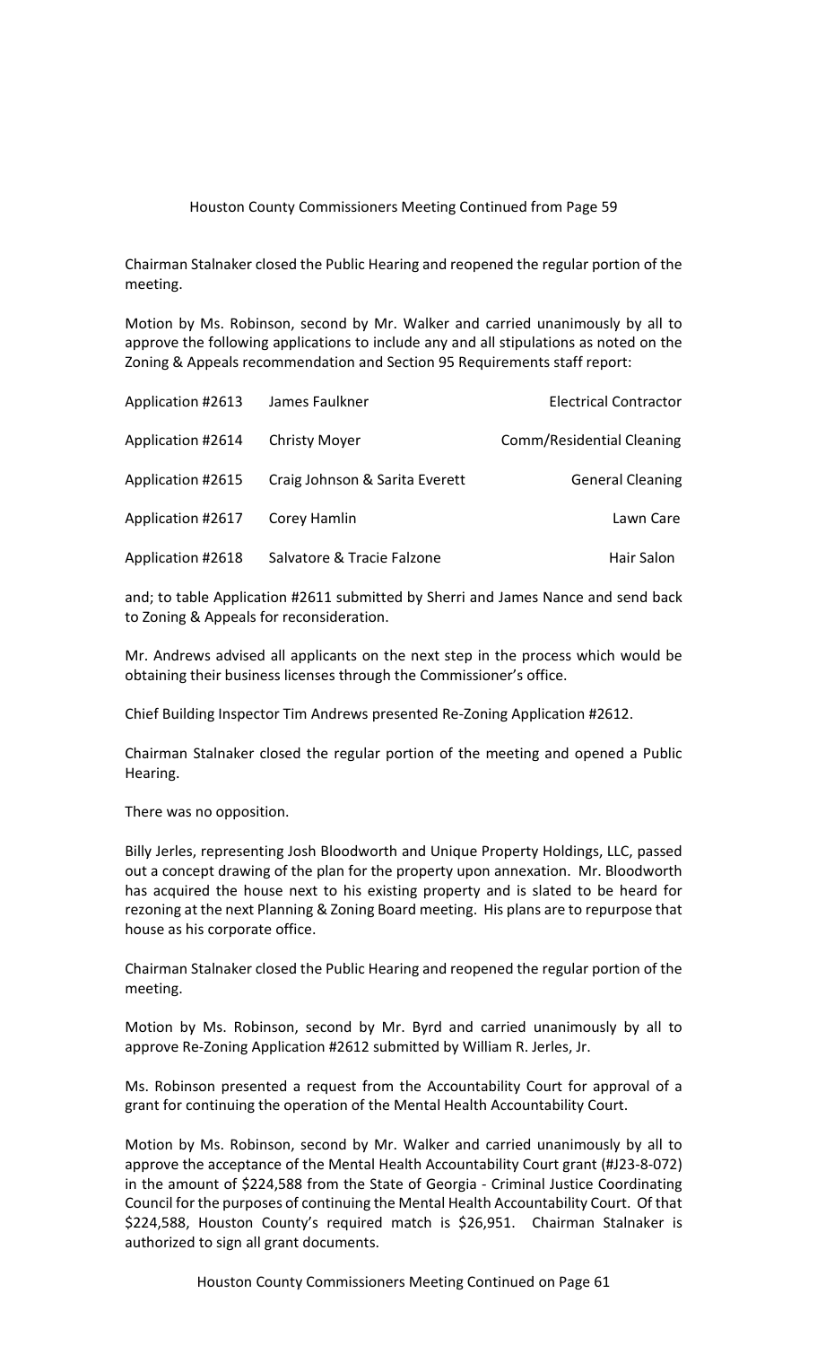Houston County Commissioners Meeting Continued from Page 59

Chairman Stalnaker closed the Public Hearing and reopened the regular portion of the meeting.

Motion by Ms. Robinson, second by Mr. Walker and carried unanimously by all to approve the following applications to include any and all stipulations as noted on the Zoning & Appeals recommendation and Section 95 Requirements staff report:

| | | |
|---|---|---|
| Application #2613 | James Faulkner | Electrical Contractor |
| Application #2614 | Christy Moyer | Comm/Residential Cleaning |
| Application #2615 | Craig Johnson & Sarita Everett | General Cleaning |
| Application #2617 | Corey Hamlin | Lawn Care |
| Application #2618 | Salvatore & Tracie Falzone | Hair Salon |

and; to table Application #2611 submitted by Sherri and James Nance and send back to Zoning & Appeals for reconsideration.

Mr. Andrews advised all applicants on the next step in the process which would be obtaining their business licenses through the Commissioner's office.

Chief Building Inspector Tim Andrews presented Re-Zoning Application #2612.

Chairman Stalnaker closed the regular portion of the meeting and opened a Public Hearing.

There was no opposition.

Billy Jerles, representing Josh Bloodworth and Unique Property Holdings, LLC, passed out a concept drawing of the plan for the property upon annexation. Mr. Bloodworth has acquired the house next to his existing property and is slated to be heard for rezoning at the next Planning & Zoning Board meeting. His plans are to repurpose that house as his corporate office.

Chairman Stalnaker closed the Public Hearing and reopened the regular portion of the meeting.

Motion by Ms. Robinson, second by Mr. Byrd and carried unanimously by all to approve Re-Zoning Application #2612 submitted by William R. Jerles, Jr.

Ms. Robinson presented a request from the Accountability Court for approval of a grant for continuing the operation of the Mental Health Accountability Court.

Motion by Ms. Robinson, second by Mr. Walker and carried unanimously by all to approve the acceptance of the Mental Health Accountability Court grant (#J23-8-072) in the amount of $224,588 from the State of Georgia - Criminal Justice Coordinating Council for the purposes of continuing the Mental Health Accountability Court. Of that $224,588, Houston County's required match is $26,951. Chairman Stalnaker is authorized to sign all grant documents.

Houston County Commissioners Meeting Continued on Page 61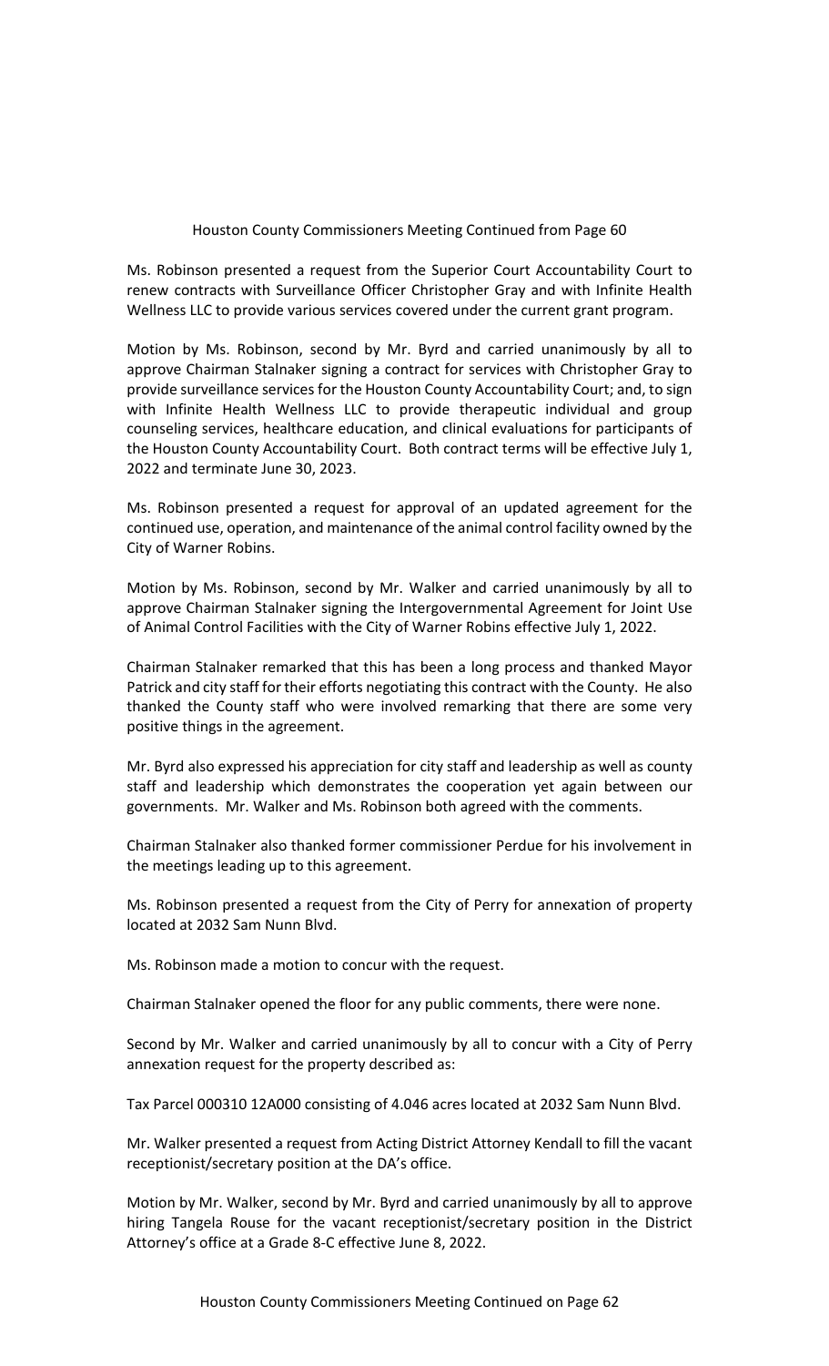Houston County Commissioners Meeting Continued from Page 60

Ms. Robinson presented a request from the Superior Court Accountability Court to renew contracts with Surveillance Officer Christopher Gray and with Infinite Health Wellness LLC to provide various services covered under the current grant program.

Motion by Ms. Robinson, second by Mr. Byrd and carried unanimously by all to approve Chairman Stalnaker signing a contract for services with Christopher Gray to provide surveillance services for the Houston County Accountability Court; and, to sign with Infinite Health Wellness LLC to provide therapeutic individual and group counseling services, healthcare education, and clinical evaluations for participants of the Houston County Accountability Court. Both contract terms will be effective July 1, 2022 and terminate June 30, 2023.

Ms. Robinson presented a request for approval of an updated agreement for the continued use, operation, and maintenance of the animal control facility owned by the City of Warner Robins.

Motion by Ms. Robinson, second by Mr. Walker and carried unanimously by all to approve Chairman Stalnaker signing the Intergovernmental Agreement for Joint Use of Animal Control Facilities with the City of Warner Robins effective July 1, 2022.

Chairman Stalnaker remarked that this has been a long process and thanked Mayor Patrick and city staff for their efforts negotiating this contract with the County. He also thanked the County staff who were involved remarking that there are some very positive things in the agreement.

Mr. Byrd also expressed his appreciation for city staff and leadership as well as county staff and leadership which demonstrates the cooperation yet again between our governments. Mr. Walker and Ms. Robinson both agreed with the comments.

Chairman Stalnaker also thanked former commissioner Perdue for his involvement in the meetings leading up to this agreement.

Ms. Robinson presented a request from the City of Perry for annexation of property located at 2032 Sam Nunn Blvd.

Ms. Robinson made a motion to concur with the request.

Chairman Stalnaker opened the floor for any public comments, there were none.

Second by Mr. Walker and carried unanimously by all to concur with a City of Perry annexation request for the property described as:

Tax Parcel 000310 12A000 consisting of 4.046 acres located at 2032 Sam Nunn Blvd.

Mr. Walker presented a request from Acting District Attorney Kendall to fill the vacant receptionist/secretary position at the DA's office.

Motion by Mr. Walker, second by Mr. Byrd and carried unanimously by all to approve hiring Tangela Rouse for the vacant receptionist/secretary position in the District Attorney's office at a Grade 8-C effective June 8, 2022.

Houston County Commissioners Meeting Continued on Page 62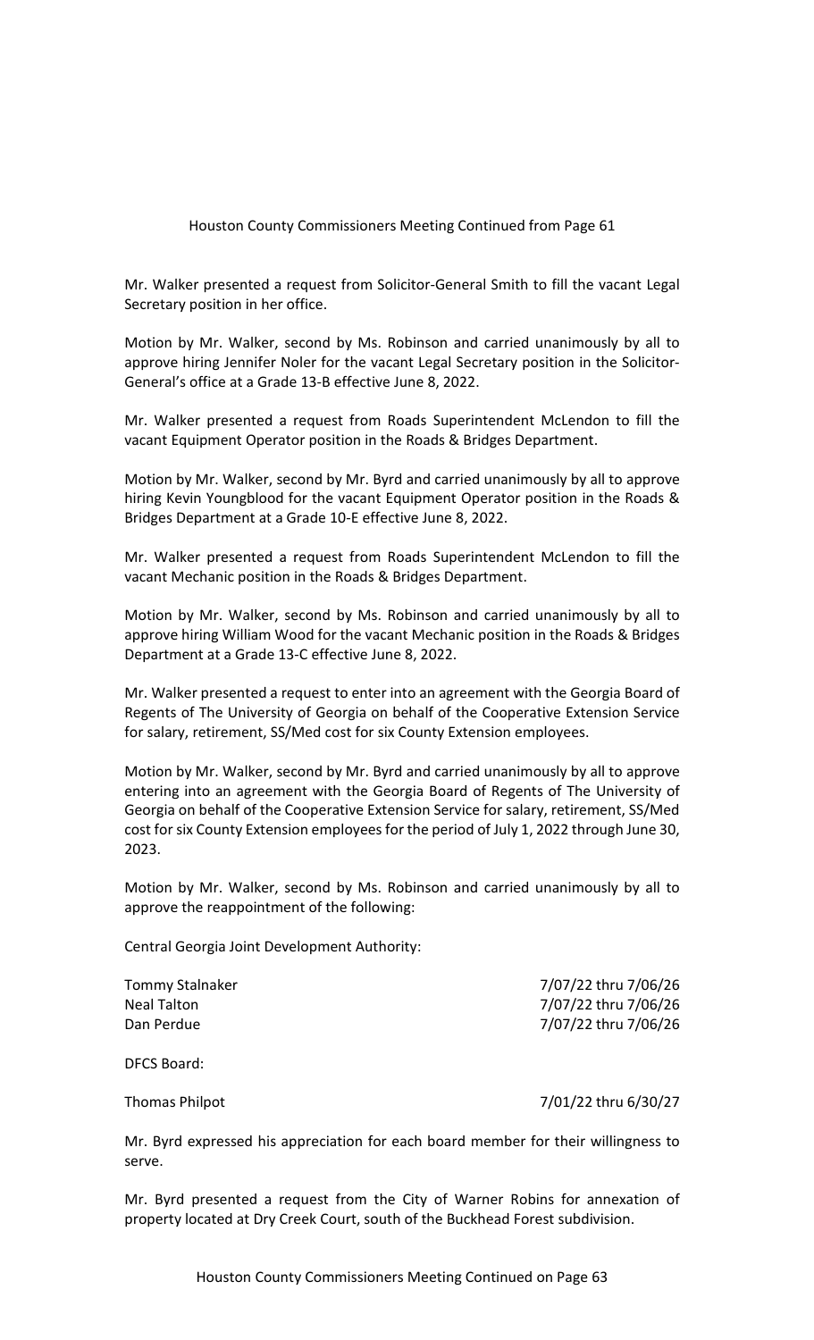Houston County Commissioners Meeting Continued from Page 61

Mr. Walker presented a request from Solicitor-General Smith to fill the vacant Legal Secretary position in her office.

Motion by Mr. Walker, second by Ms. Robinson and carried unanimously by all to approve hiring Jennifer Noler for the vacant Legal Secretary position in the Solicitor-General's office at a Grade 13-B effective June 8, 2022.

Mr. Walker presented a request from Roads Superintendent McLendon to fill the vacant Equipment Operator position in the Roads & Bridges Department.

Motion by Mr. Walker, second by Mr. Byrd and carried unanimously by all to approve hiring Kevin Youngblood for the vacant Equipment Operator position in the Roads & Bridges Department at a Grade 10-E effective June 8, 2022.

Mr. Walker presented a request from Roads Superintendent McLendon to fill the vacant Mechanic position in the Roads & Bridges Department.

Motion by Mr. Walker, second by Ms. Robinson and carried unanimously by all to approve hiring William Wood for the vacant Mechanic position in the Roads & Bridges Department at a Grade 13-C effective June 8, 2022.

Mr. Walker presented a request to enter into an agreement with the Georgia Board of Regents of The University of Georgia on behalf of the Cooperative Extension Service for salary, retirement, SS/Med cost for six County Extension employees.

Motion by Mr. Walker, second by Mr. Byrd and carried unanimously by all to approve entering into an agreement with the Georgia Board of Regents of The University of Georgia on behalf of the Cooperative Extension Service for salary, retirement, SS/Med cost for six County Extension employees for the period of July 1, 2022 through June 30, 2023.

Motion by Mr. Walker, second by Ms. Robinson and carried unanimously by all to approve the reappointment of the following:

Central Georgia Joint Development Authority:

| | |
|---|---|
| Tommy Stalnaker | 7/07/22 thru 7/06/26 |
| Neal Talton | 7/07/22 thru 7/06/26 |
| Dan Perdue | 7/07/22 thru 7/06/26 |

DFCS Board:

| | |
|---|---|
| Thomas Philpot | 7/01/22 thru 6/30/27 |

Mr. Byrd expressed his appreciation for each board member for their willingness to serve.

Mr. Byrd presented a request from the City of Warner Robins for annexation of property located at Dry Creek Court, south of the Buckhead Forest subdivision.

Houston County Commissioners Meeting Continued on Page 63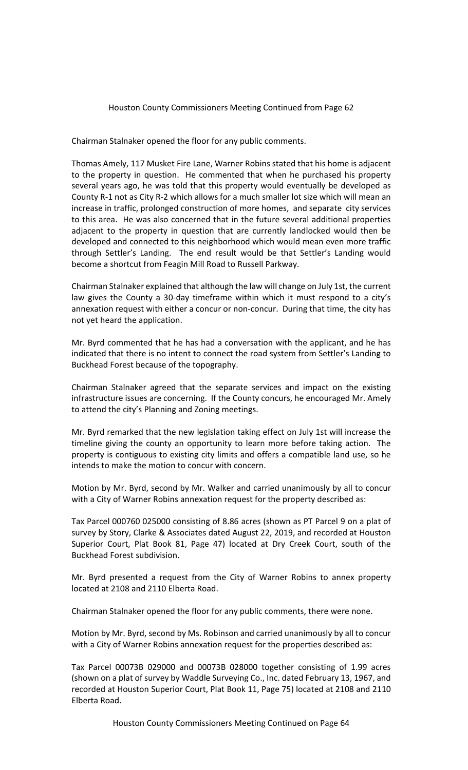Chairman Stalnaker opened the floor for any public comments.

Thomas Amely, 117 Musket Fire Lane, Warner Robins stated that his home is adjacent to the property in question. He commented that when he purchased his property several years ago, he was told that this property would eventually be developed as County R-1 not as City R-2 which allows for a much smaller lot size which will mean an increase in traffic, prolonged construction of more homes, and separate city services to this area. He was also concerned that in the future several additional properties adjacent to the property in question that are currently landlocked would then be developed and connected to this neighborhood which would mean even more traffic through Settler's Landing. The end result would be that Settler's Landing would become a shortcut from Feagin Mill Road to Russell Parkway.

Chairman Stalnaker explained that although the law will change on July 1st, the current law gives the County a 30-day timeframe within which it must respond to a city's annexation request with either a concur or non-concur. During that time, the city has not yet heard the application.

Mr. Byrd commented that he has had a conversation with the applicant, and he has indicated that there is no intent to connect the road system from Settler's Landing to Buckhead Forest because of the topography.

Chairman Stalnaker agreed that the separate services and impact on the existing infrastructure issues are concerning. If the County concurs, he encouraged Mr. Amely to attend the city's Planning and Zoning meetings.

Mr. Byrd remarked that the new legislation taking effect on July 1st will increase the timeline giving the county an opportunity to learn more before taking action. The property is contiguous to existing city limits and offers a compatible land use, so he intends to make the motion to concur with concern.

Motion by Mr. Byrd, second by Mr. Walker and carried unanimously by all to concur with a City of Warner Robins annexation request for the property described as:

Tax Parcel 000760 025000 consisting of 8.86 acres (shown as PT Parcel 9 on a plat of survey by Story, Clarke & Associates dated August 22, 2019, and recorded at Houston Superior Court, Plat Book 81, Page 47) located at Dry Creek Court, south of the Buckhead Forest subdivision.

Mr. Byrd presented a request from the City of Warner Robins to annex property located at 2108 and 2110 Elberta Road.

Chairman Stalnaker opened the floor for any public comments, there were none.

Motion by Mr. Byrd, second by Ms. Robinson and carried unanimously by all to concur with a City of Warner Robins annexation request for the properties described as:

Tax Parcel 00073B 029000 and 00073B 028000 together consisting of 1.99 acres (shown on a plat of survey by Waddle Surveying Co., Inc. dated February 13, 1967, and recorded at Houston Superior Court, Plat Book 11, Page 75) located at 2108 and 2110 Elberta Road.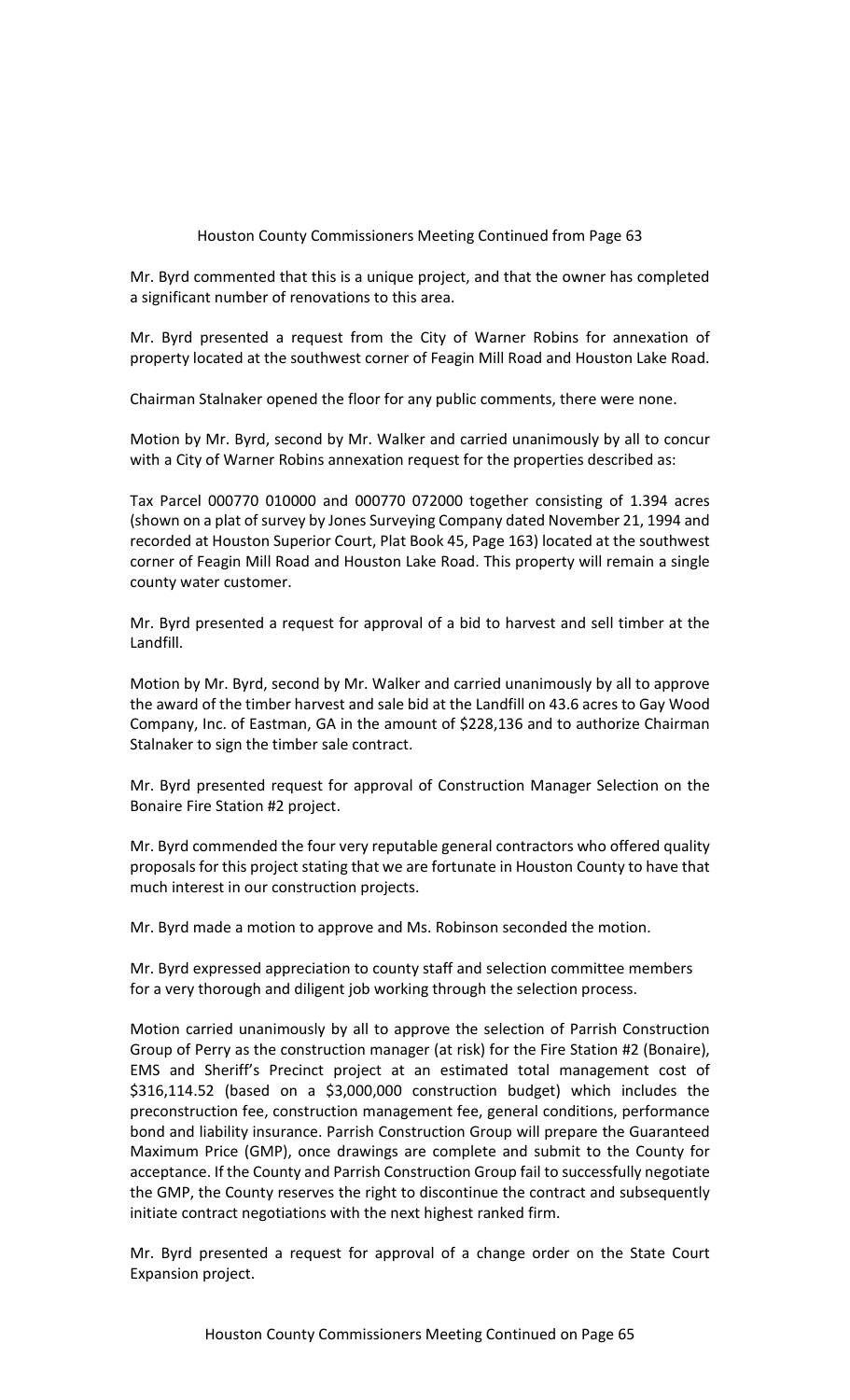Houston County Commissioners Meeting Continued from Page 63

Mr. Byrd commented that this is a unique project, and that the owner has completed a significant number of renovations to this area.

Mr. Byrd presented a request from the City of Warner Robins for annexation of property located at the southwest corner of Feagin Mill Road and Houston Lake Road.

Chairman Stalnaker opened the floor for any public comments, there were none.

Motion by Mr. Byrd, second by Mr. Walker and carried unanimously by all to concur with a City of Warner Robins annexation request for the properties described as:

Tax Parcel 000770 010000 and 000770 072000 together consisting of 1.394 acres (shown on a plat of survey by Jones Surveying Company dated November 21, 1994 and recorded at Houston Superior Court, Plat Book 45, Page 163) located at the southwest corner of Feagin Mill Road and Houston Lake Road. This property will remain a single county water customer.

Mr. Byrd presented a request for approval of a bid to harvest and sell timber at the Landfill.

Motion by Mr. Byrd, second by Mr. Walker and carried unanimously by all to approve the award of the timber harvest and sale bid at the Landfill on 43.6 acres to Gay Wood Company, Inc. of Eastman, GA in the amount of $228,136 and to authorize Chairman Stalnaker to sign the timber sale contract.

Mr. Byrd presented request for approval of Construction Manager Selection on the Bonaire Fire Station #2 project.

Mr. Byrd commended the four very reputable general contractors who offered quality proposals for this project stating that we are fortunate in Houston County to have that much interest in our construction projects.

Mr. Byrd made a motion to approve and Ms. Robinson seconded the motion.

Mr. Byrd expressed appreciation to county staff and selection committee members for a very thorough and diligent job working through the selection process.

Motion carried unanimously by all to approve the selection of Parrish Construction Group of Perry as the construction manager (at risk) for the Fire Station #2 (Bonaire), EMS and Sheriff's Precinct project at an estimated total management cost of $316,114.52 (based on a $3,000,000 construction budget) which includes the preconstruction fee, construction management fee, general conditions, performance bond and liability insurance. Parrish Construction Group will prepare the Guaranteed Maximum Price (GMP), once drawings are complete and submit to the County for acceptance. If the County and Parrish Construction Group fail to successfully negotiate the GMP, the County reserves the right to discontinue the contract and subsequently initiate contract negotiations with the next highest ranked firm.

Mr. Byrd presented a request for approval of a change order on the State Court Expansion project.

Houston County Commissioners Meeting Continued on Page 65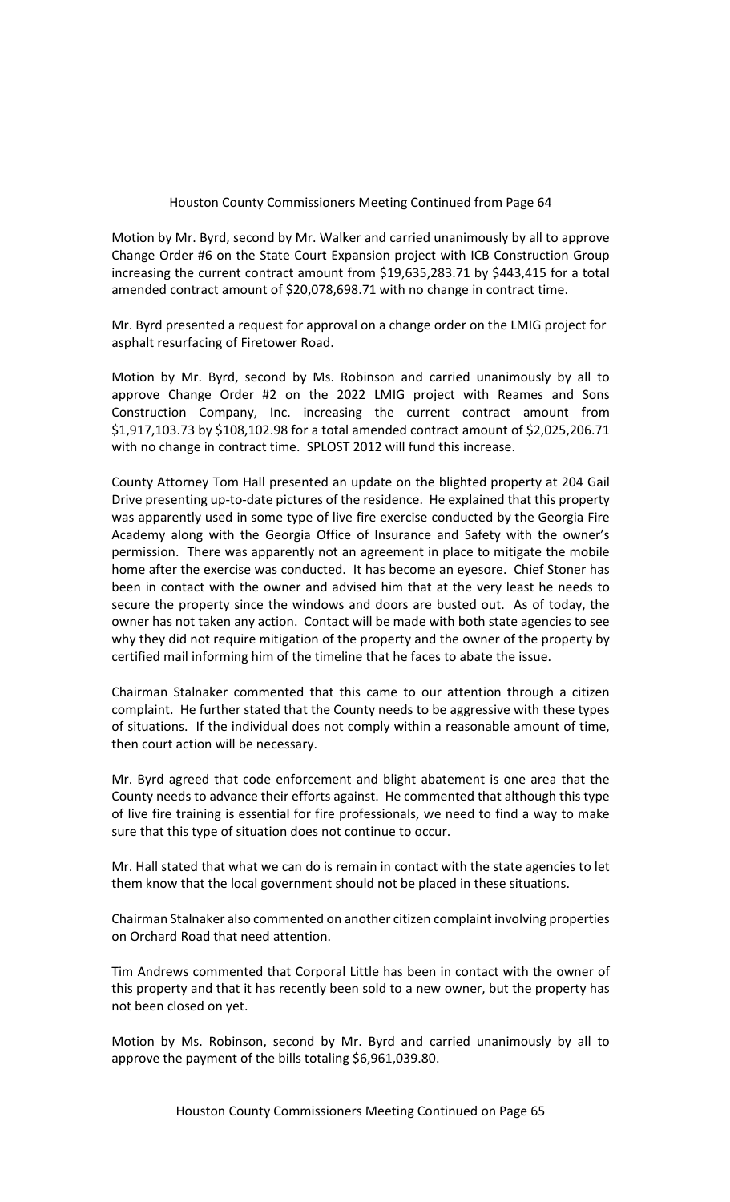Motion by Mr. Byrd, second by Mr. Walker and carried unanimously by all to approve Change Order #6 on the State Court Expansion project with ICB Construction Group increasing the current contract amount from $19,635,283.71 by $443,415 for a total amended contract amount of $20,078,698.71 with no change in contract time.

Mr. Byrd presented a request for approval on a change order on the LMIG project for asphalt resurfacing of Firetower Road.

Motion by Mr. Byrd, second by Ms. Robinson and carried unanimously by all to approve Change Order #2 on the 2022 LMIG project with Reames and Sons Construction Company, Inc. increasing the current contract amount from $1,917,103.73 by $108,102.98 for a total amended contract amount of $2,025,206.71 with no change in contract time. SPLOST 2012 will fund this increase.

County Attorney Tom Hall presented an update on the blighted property at 204 Gail Drive presenting up-to-date pictures of the residence. He explained that this property was apparently used in some type of live fire exercise conducted by the Georgia Fire Academy along with the Georgia Office of Insurance and Safety with the owner's permission. There was apparently not an agreement in place to mitigate the mobile home after the exercise was conducted. It has become an eyesore. Chief Stoner has been in contact with the owner and advised him that at the very least he needs to secure the property since the windows and doors are busted out. As of today, the owner has not taken any action. Contact will be made with both state agencies to see why they did not require mitigation of the property and the owner of the property by certified mail informing him of the timeline that he faces to abate the issue.

Chairman Stalnaker commented that this came to our attention through a citizen complaint. He further stated that the County needs to be aggressive with these types of situations. If the individual does not comply within a reasonable amount of time, then court action will be necessary.

Mr. Byrd agreed that code enforcement and blight abatement is one area that the County needs to advance their efforts against. He commented that although this type of live fire training is essential for fire professionals, we need to find a way to make sure that this type of situation does not continue to occur.

Mr. Hall stated that what we can do is remain in contact with the state agencies to let them know that the local government should not be placed in these situations.

Chairman Stalnaker also commented on another citizen complaint involving properties on Orchard Road that need attention.

Tim Andrews commented that Corporal Little has been in contact with the owner of this property and that it has recently been sold to a new owner, but the property has not been closed on yet.

Motion by Ms. Robinson, second by Mr. Byrd and carried unanimously by all to approve the payment of the bills totaling $6,961,039.80.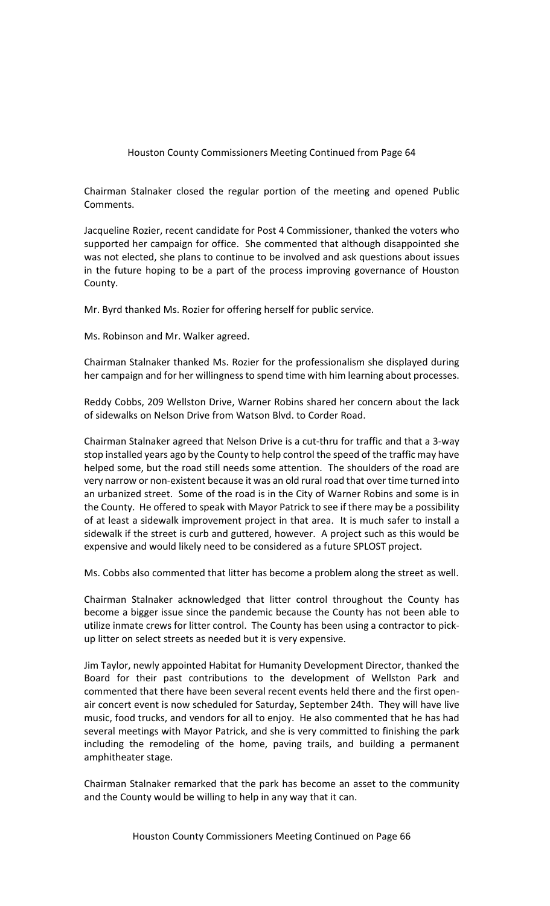Chairman Stalnaker closed the regular portion of the meeting and opened Public Comments.

Jacqueline Rozier, recent candidate for Post 4 Commissioner, thanked the voters who supported her campaign for office. She commented that although disappointed she was not elected, she plans to continue to be involved and ask questions about issues in the future hoping to be a part of the process improving governance of Houston County.

Mr. Byrd thanked Ms. Rozier for offering herself for public service.

Ms. Robinson and Mr. Walker agreed.

Chairman Stalnaker thanked Ms. Rozier for the professionalism she displayed during her campaign and for her willingness to spend time with him learning about processes.

Reddy Cobbs, 209 Wellston Drive, Warner Robins shared her concern about the lack of sidewalks on Nelson Drive from Watson Blvd. to Corder Road.

Chairman Stalnaker agreed that Nelson Drive is a cut-thru for traffic and that a 3-way stop installed years ago by the County to help control the speed of the traffic may have helped some, but the road still needs some attention. The shoulders of the road are very narrow or non-existent because it was an old rural road that over time turned into an urbanized street. Some of the road is in the City of Warner Robins and some is in the County. He offered to speak with Mayor Patrick to see if there may be a possibility of at least a sidewalk improvement project in that area. It is much safer to install a sidewalk if the street is curb and guttered, however. A project such as this would be expensive and would likely need to be considered as a future SPLOST project.

Ms. Cobbs also commented that litter has become a problem along the street as well.

Chairman Stalnaker acknowledged that litter control throughout the County has become a bigger issue since the pandemic because the County has not been able to utilize inmate crews for litter control. The County has been using a contractor to pick-up litter on select streets as needed but it is very expensive.

Jim Taylor, newly appointed Habitat for Humanity Development Director, thanked the Board for their past contributions to the development of Wellston Park and commented that there have been several recent events held there and the first open-air concert event is now scheduled for Saturday, September 24th. They will have live music, food trucks, and vendors for all to enjoy. He also commented that he has had several meetings with Mayor Patrick, and she is very committed to finishing the park including the remodeling of the home, paving trails, and building a permanent amphitheater stage.

Chairman Stalnaker remarked that the park has become an asset to the community and the County would be willing to help in any way that it can.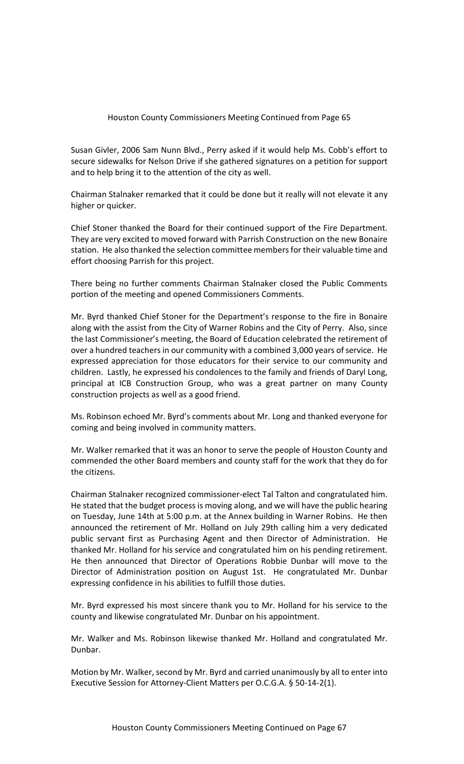Susan Givler, 2006 Sam Nunn Blvd., Perry asked if it would help Ms. Cobb's effort to secure sidewalks for Nelson Drive if she gathered signatures on a petition for support and to help bring it to the attention of the city as well.

Chairman Stalnaker remarked that it could be done but it really will not elevate it any higher or quicker.

Chief Stoner thanked the Board for their continued support of the Fire Department. They are very excited to moved forward with Parrish Construction on the new Bonaire station. He also thanked the selection committee members for their valuable time and effort choosing Parrish for this project.

There being no further comments Chairman Stalnaker closed the Public Comments portion of the meeting and opened Commissioners Comments.

Mr. Byrd thanked Chief Stoner for the Department's response to the fire in Bonaire along with the assist from the City of Warner Robins and the City of Perry. Also, since the last Commissioner's meeting, the Board of Education celebrated the retirement of over a hundred teachers in our community with a combined 3,000 years of service. He expressed appreciation for those educators for their service to our community and children. Lastly, he expressed his condolences to the family and friends of Daryl Long, principal at ICB Construction Group, who was a great partner on many County construction projects as well as a good friend.

Ms. Robinson echoed Mr. Byrd's comments about Mr. Long and thanked everyone for coming and being involved in community matters.

Mr. Walker remarked that it was an honor to serve the people of Houston County and commended the other Board members and county staff for the work that they do for the citizens.

Chairman Stalnaker recognized commissioner-elect Tal Talton and congratulated him. He stated that the budget process is moving along, and we will have the public hearing on Tuesday, June 14th at 5:00 p.m. at the Annex building in Warner Robins. He then announced the retirement of Mr. Holland on July 29th calling him a very dedicated public servant first as Purchasing Agent and then Director of Administration. He thanked Mr. Holland for his service and congratulated him on his pending retirement. He then announced that Director of Operations Robbie Dunbar will move to the Director of Administration position on August 1st. He congratulated Mr. Dunbar expressing confidence in his abilities to fulfill those duties.

Mr. Byrd expressed his most sincere thank you to Mr. Holland for his service to the county and likewise congratulated Mr. Dunbar on his appointment.

Mr. Walker and Ms. Robinson likewise thanked Mr. Holland and congratulated Mr. Dunbar.

Motion by Mr. Walker, second by Mr. Byrd and carried unanimously by all to enter into Executive Session for Attorney-Client Matters per O.C.G.A. § 50-14-2(1).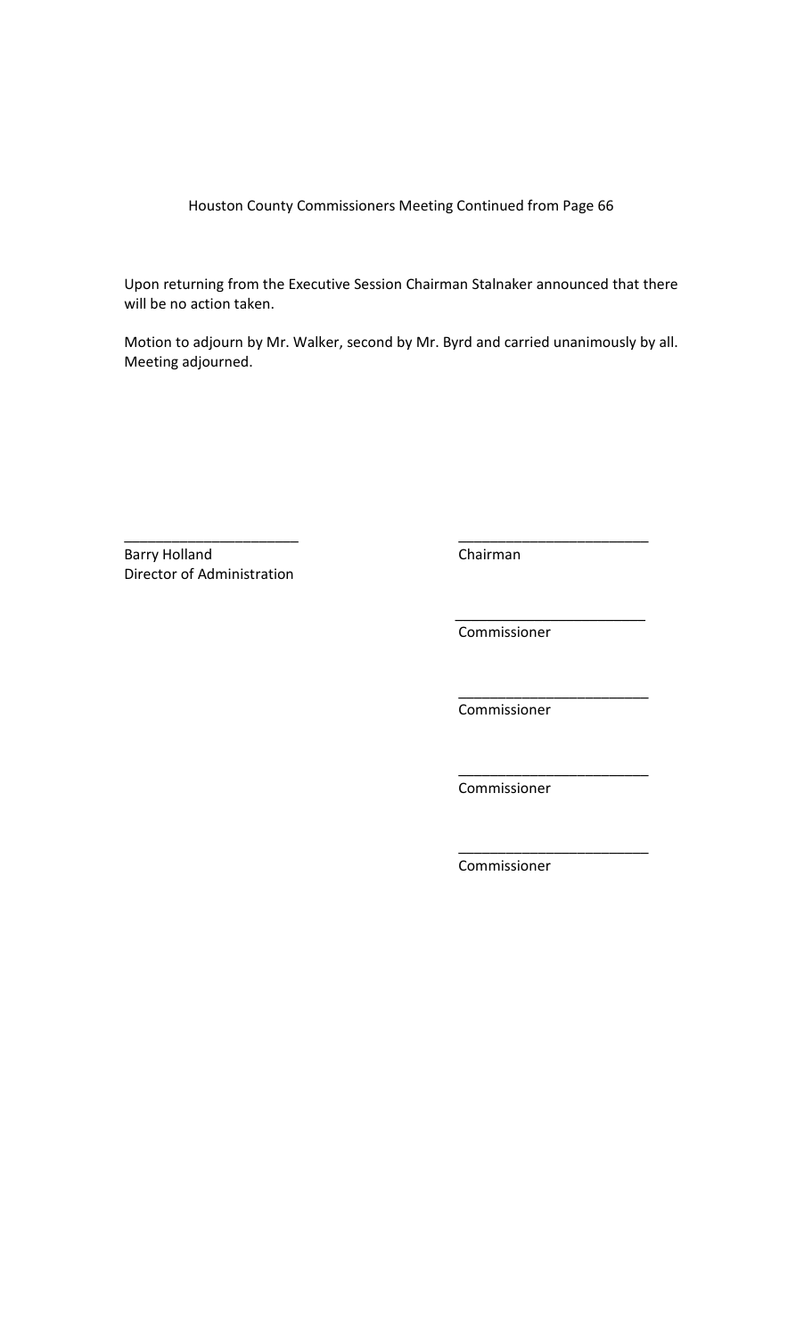Houston County Commissioners Meeting Continued from Page 66

Upon returning from the Executive Session Chairman Stalnaker announced that there will be no action taken.

Motion to adjourn by Mr. Walker, second by Mr. Byrd and carried unanimously by all. Meeting adjourned.

______________________
Barry Holland
Director of Administration

______________________
Chairman

______________________
Commissioner

______________________
Commissioner

______________________
Commissioner

______________________
Commissioner